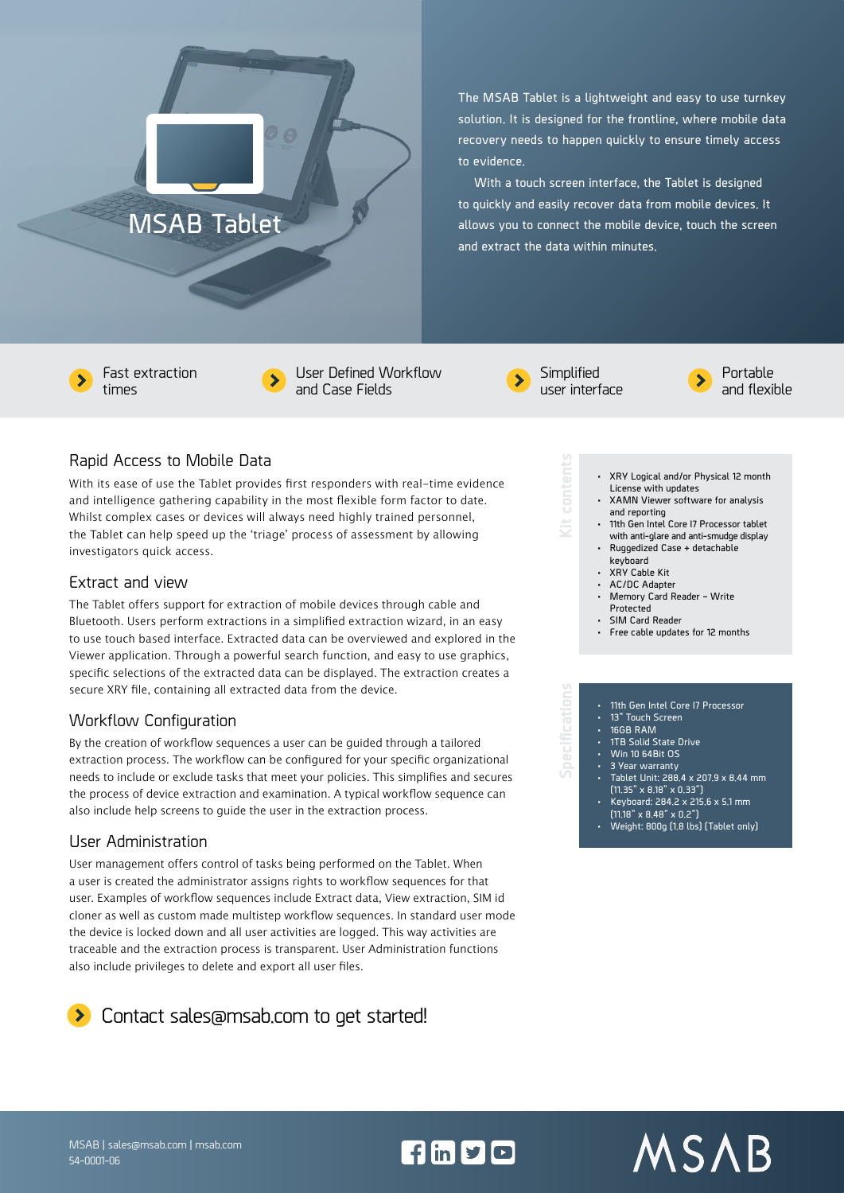# MSAB Tablet

The MSAB Tablet is a lightweight and easy to use turnkey solution. It is designed for the frontline, where mobile data recovery needs to happen quickly to ensure timely access to evidence.

With a touch screen interface, the Tablet is designed to quickly and easily recover data from mobile devices. It allows you to connect the mobile device, touch the screen and extract the data within minutes.

- Fast extraction times
- User Defined Workflow and Case Fields
- Simplified user interface
- Portable and flexible

## Rapid Access to Mobile Data

With its ease of use the Tablet provides first responders with real-time evidence and intelligence gathering capability in the most flexible form factor to date. Whilst complex cases or devices will always need highly trained personnel, the Tablet can help speed up the 'triage' process of assessment by allowing investigators quick access.

## Extract and view

The Tablet offers support for extraction of mobile devices through cable and Bluetooth. Users perform extractions in a simplified extraction wizard, in an easy to use touch based interface. Extracted data can be overviewed and explored in the Viewer application. Through a powerful search function, and easy to use graphics, specific selections of the extracted data can be displayed. The extraction creates a secure XRY file, containing all extracted data from the device.

## Workflow Configuration

By the creation of workflow sequences a user can be guided through a tailored extraction process. The workflow can be configured for your specific organizational needs to include or exclude tasks that meet your policies. This simplifies and secures the process of device extraction and examination. A typical workflow sequence can also include help screens to guide the user in the extraction process.

## User Administration

User management offers control of tasks being performed on the Tablet. When a user is created the administrator assigns rights to workflow sequences for that user. Examples of workflow sequences include Extract data, View extraction, SIM id cloner as well as custom made multistep workflow sequences. In standard user mode the device is locked down and all user activities are logged. This way activities are traceable and the extraction process is transparent. User Administration functions also include privileges to delete and export all user files.

## Kit contents

- XRY Logical and/or Physical 12 month License with updates
- XAMN Viewer software for analysis and reporting
- 11th Gen Intel Core I7 Processor tablet with anti-glare and anti-smudge display
- Ruggedized Case + detachable keyboard
- XRY Cable Kit
- AC/DC Adapter
- Memory Card Reader – Write Protected
- SIM Card Reader
- Free cable updates for 12 months

## Specifications

- 11th Gen Intel Core I7 Processor
- 13" Touch Screen
- 16GB RAM
- 1TB Solid State Drive
- Win 10 64Bit OS
- 3 Year warranty
- Tablet Unit: 288.4 x 207.9 x 8.44 mm (11.35" x 8.18" x 0.33")
- Keyboard: 284.2 x 215.6 x 5.1 mm (11.18" x 8.48" x 0.2")
- Weight: 800g (1.8 lbs) (Tablet only)

Contact sales@msab.com to get started!

MSAB | sales@msab.com | msab.com
54-0001-06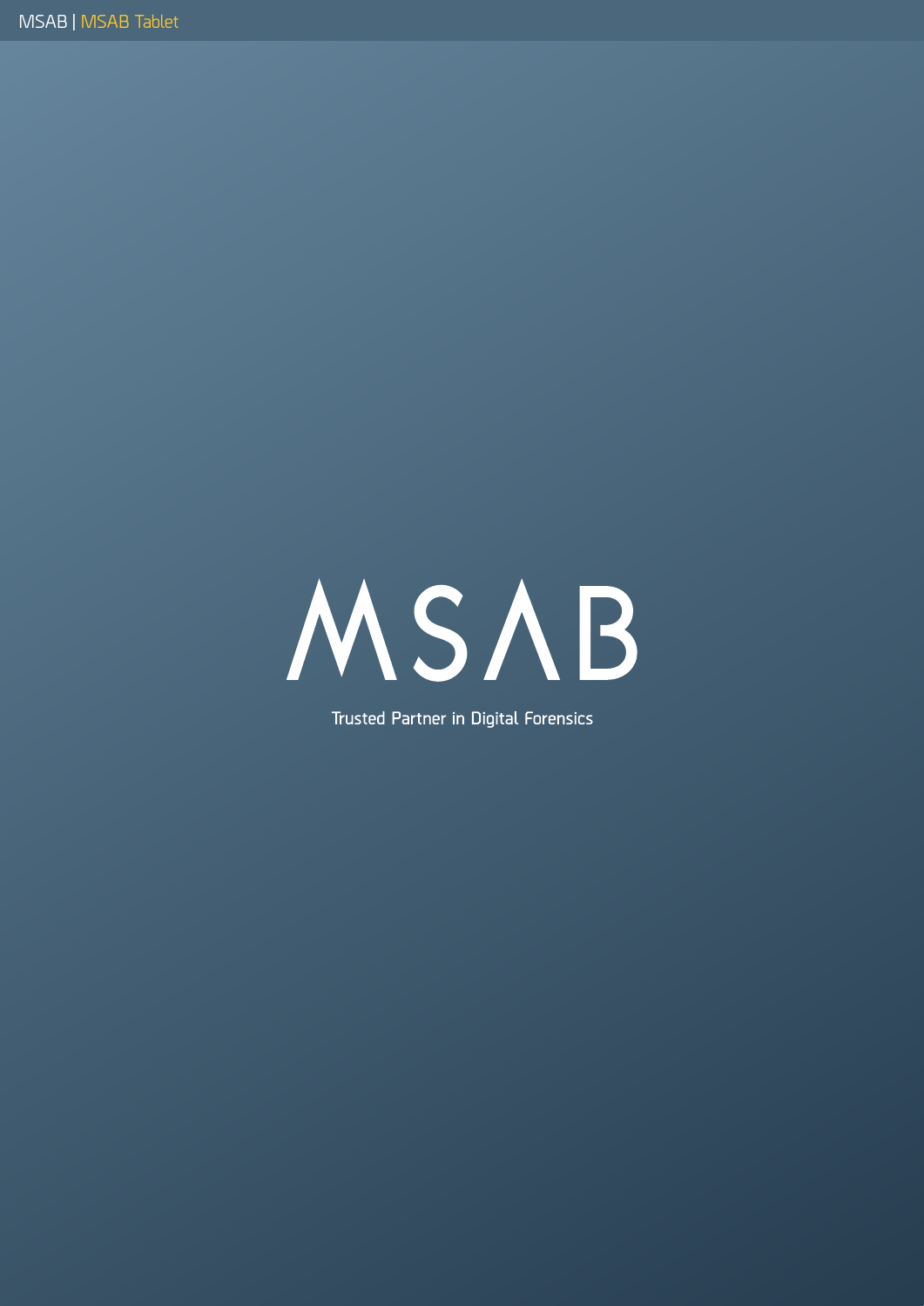MSAB

Trusted Partner in Digital Forensics